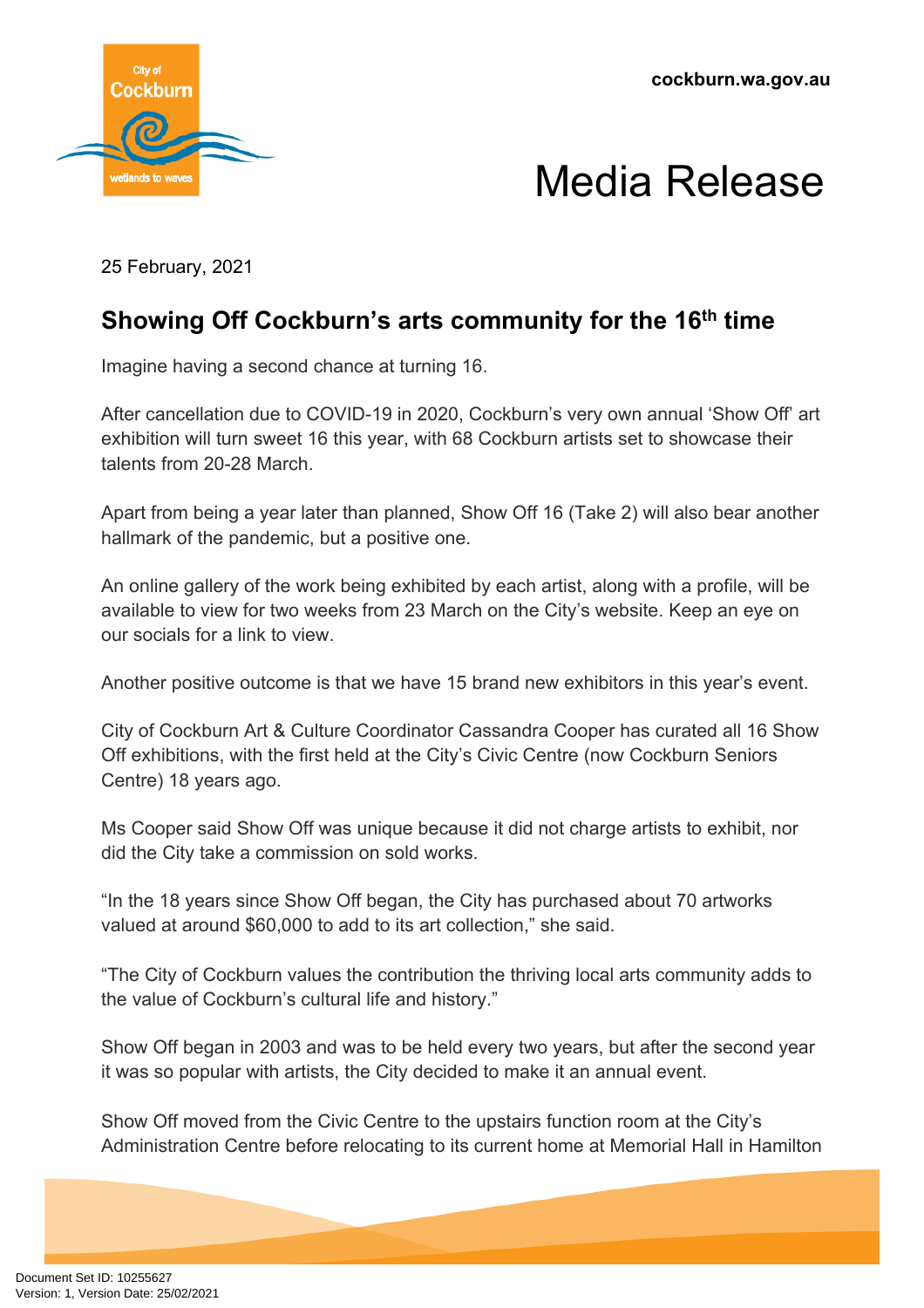# Media Release

25 February, 2021

## Showing Off Cockburn's arts community for the 16th time

Imagine having a second chance at turning 16.

After cancellation due to COVID-19 in 2020, Cockburn's very own annual 'Show Off' art exhibition will turn sweet 16 this year, with 68 Cockburn artists set to showcase their talents from 20-28 March.

Apart from being a year later than planned, Show Off 16 (Take 2) will also bear another hallmark of the pandemic, but a positive one.

An online gallery of the work being exhibited by each artist, along with a profile, will be available to view for two weeks from 23 March on the City's website. Keep an eye on our socials for a link to view.

Another positive outcome is that we have 15 brand new exhibitors in this year's event.

City of Cockburn Art & Culture Coordinator Cassandra Cooper has curated all 16 Show Off exhibitions, with the first held at the City's Civic Centre (now Cockburn Seniors Centre) 18 years ago.

Ms Cooper said Show Off was unique because it did not charge artists to exhibit, nor did the City take a commission on sold works.

"In the 18 years since Show Off began, the City has purchased about 70 artworks valued at around $60,000 to add to its art collection," she said.

"The City of Cockburn values the contribution the thriving local arts community adds to the value of Cockburn's cultural life and history."

Show Off began in 2003 and was to be held every two years, but after the second year it was so popular with artists, the City decided to make it an annual event.

Show Off moved from the Civic Centre to the upstairs function room at the City's Administration Centre before relocating to its current home at Memorial Hall in Hamilton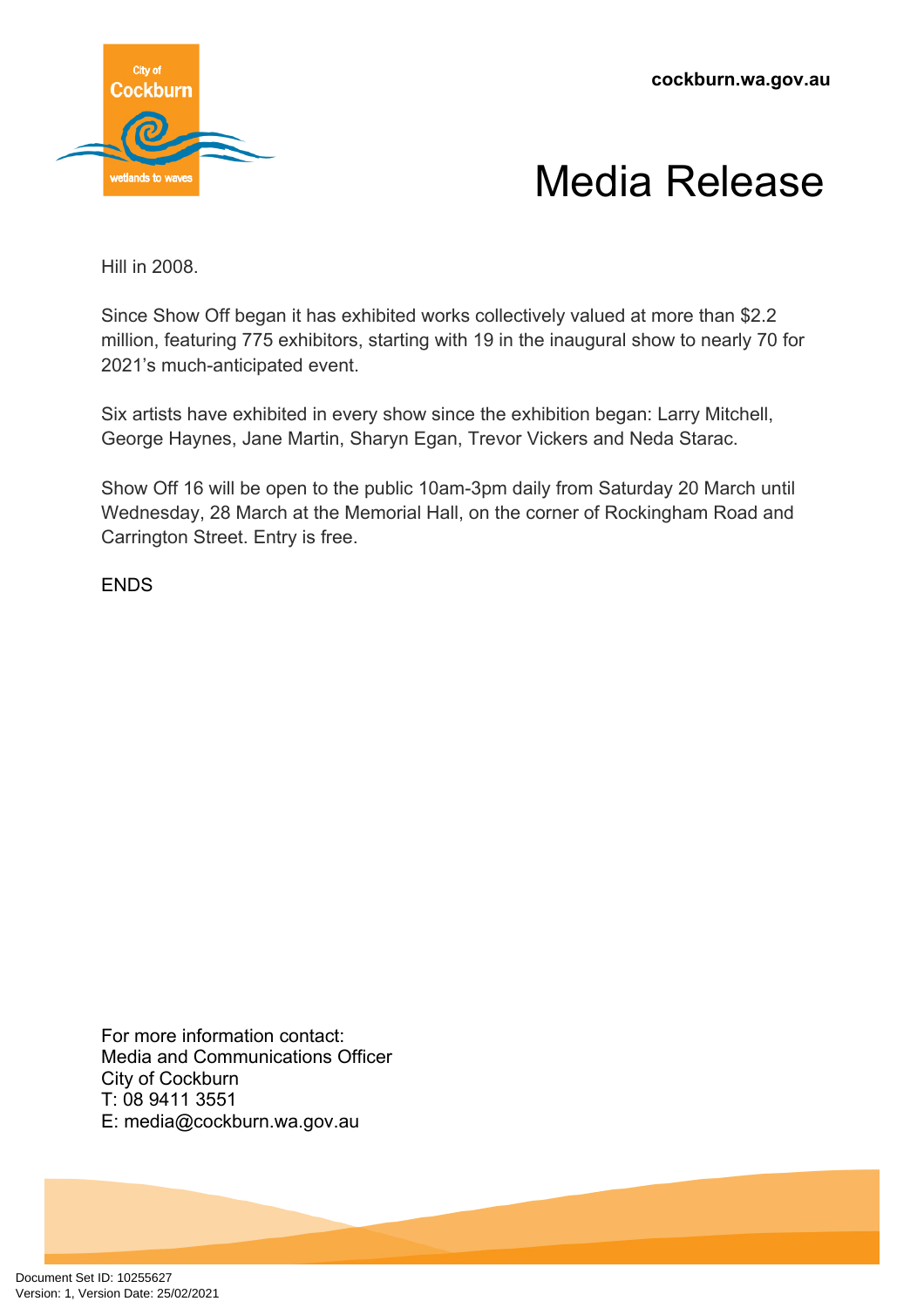Hill in 2008.

Since Show Off began it has exhibited works collectively valued at more than $2.2 million, featuring 775 exhibitors, starting with 19 in the inaugural show to nearly 70 for 2021's much-anticipated event.

Six artists have exhibited in every show since the exhibition began: Larry Mitchell, George Haynes, Jane Martin, Sharyn Egan, Trevor Vickers and Neda Starac.

Show Off 16 will be open to the public 10am-3pm daily from Saturday 20 March until Wednesday, 28 March at the Memorial Hall, on the corner of Rockingham Road and Carrington Street. Entry is free.

ENDS

For more information contact:
Media and Communications Officer
City of Cockburn
T: 08 9411 3551
E: media@cockburn.wa.gov.au